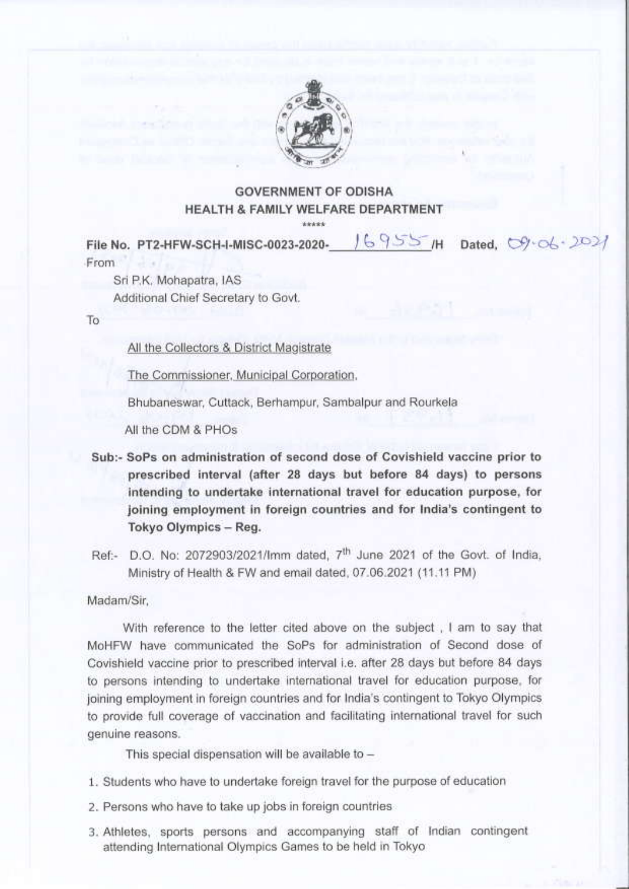**GOVERNMENT OF ODISHA**
**HEALTH & FAMILY WELFARE DEPARTMENT**

\*\*\*\*\*

File No. PT2-HFW-SCH-I-MISC-0023-2020- 16955 /H Dated, 09-06-2021

From

Sri P.K. Mohapatra, IAS
Additional Chief Secretary to Govt.

To

All the Collectors & District Magistrate

The Commissioner, Municipal Corporation,

Bhubaneswar, Cuttack, Berhampur, Sambalpur and Rourkela

All the CDM & PHOs

**Sub:- SoPs on administration of second dose of Covishield vaccine prior to prescribed interval (after 28 days but before 84 days) to persons intending to undertake international travel for education purpose, for joining employment in foreign countries and for India's contingent to Tokyo Olympics – Reg.**

Ref:- D.O. No: 2072903/2021/Imm dated, 7th June 2021 of the Govt. of India, Ministry of Health & FW and email dated, 07.06.2021 (11.11 PM)

Madam/Sir,

With reference to the letter cited above on the subject , I am to say that MoHFW have communicated the SoPs for administration of Second dose of Covishield vaccine prior to prescribed interval i.e. after 28 days but before 84 days to persons intending to undertake international travel for education purpose, for joining employment in foreign countries and for India's contingent to Tokyo Olympics to provide full coverage of vaccination and facilitating international travel for such genuine reasons.

This special dispensation will be available to –

1. Students who have to undertake foreign travel for the purpose of education
2. Persons who have to take up jobs in foreign countries
3. Athletes, sports persons and accompanying staff of Indian contingent attending International Olympics Games to be held in Tokyo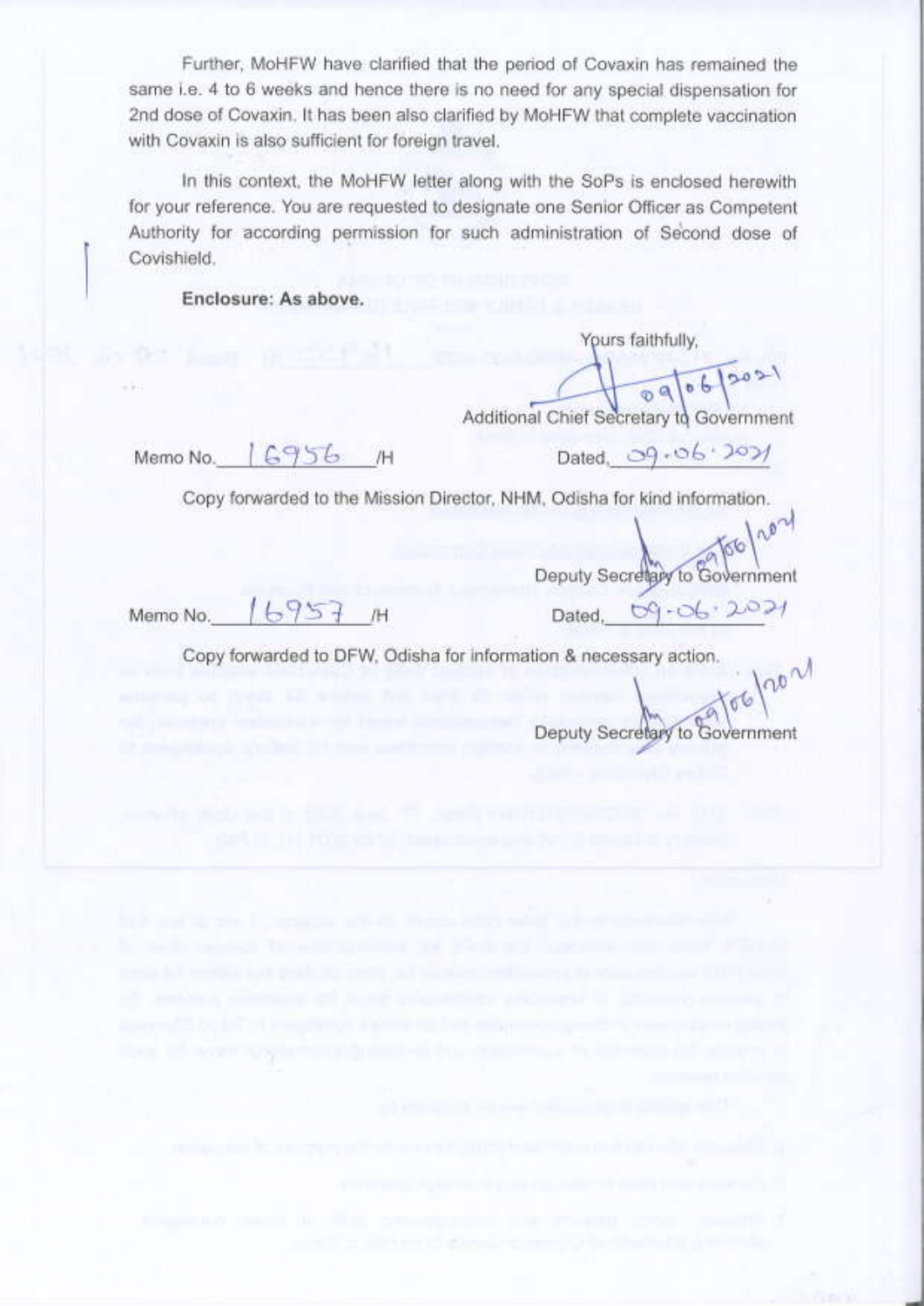Further, MoHFW have clarified that the period of Covaxin has remained the same i.e. 4 to 6 weeks and hence there is no need for any special dispensation for 2nd dose of Covaxin. It has been also clarified by MoHFW that complete vaccination with Covaxin is also sufficient for foreign travel.

In this context, the MoHFW letter along with the SoPs is enclosed herewith for your reference. You are requested to designate one Senior Officer as Competent Authority for according permission for such administration of Second dose of Covishield.

**Enclosure: As above.**

Yours faithfully,

09/06/2021

Additional Chief Secretary to Government

Memo No. 16956 /H Dated, 09.06.2021

Copy forwarded to the Mission Director, NHM, Odisha for kind information.

09/06/2021

Deputy Secretary to Government

Memo No. 16957 /H Dated, 09-06-2021

Copy forwarded to DFW, Odisha for information & necessary action.

09/06/2021

Deputy Secretary to Government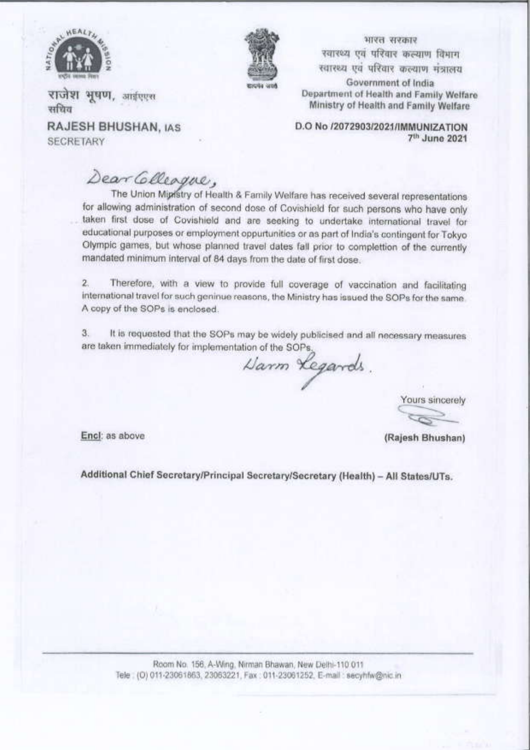राजेश भूषण, आईएएस
सचिव

**RAJESH BHUSHAN, IAS**
SECRETARY

भारत सरकार
स्वास्थ्य एवं परिवार कल्याण विभाग
स्वास्थ्य एवं परिवार कल्याण मंत्रालय
Government of India
Department of Health and Family Welfare
Ministry of Health and Family Welfare

**D.O No /2072903/2021/IMMUNIZATION**
**7th June 2021**

Dear Colleague,

The Union Ministry of Health & Family Welfare has received several representations for allowing administration of second dose of Covishield for such persons who have only taken first dose of Covishield and are seeking to undertake international travel for educational purposes or employment oppurtunities or as part of India's contingent for Tokyo Olympic games, but whose planned travel dates fall prior to completion of the currently mandated minimum interval of 84 days from the date of first dose.

2. Therefore, with a view to provide full coverage of vaccination and facilitating international travel for such geninue reasons, the Ministry has issued the SOPs for the same. A copy of the SOPs is enclosed.

3. It is requested that the SOPs may be widely publicised and all necessary measures are taken immediately for implementation of the SOPs.

Warm Regards.

Yours sincerely

**(Rajesh Bhushan)**

Encl: as above

**Additional Chief Secretary/Principal Secretary/Secretary (Health) – All States/UTs.**

Room No. 156, A-Wing, Nirman Bhawan, New Delhi-110 011
Tele : (O) 011-23061863, 23063221, Fax : 011-23061252, E-mail : secyhfw@nic.in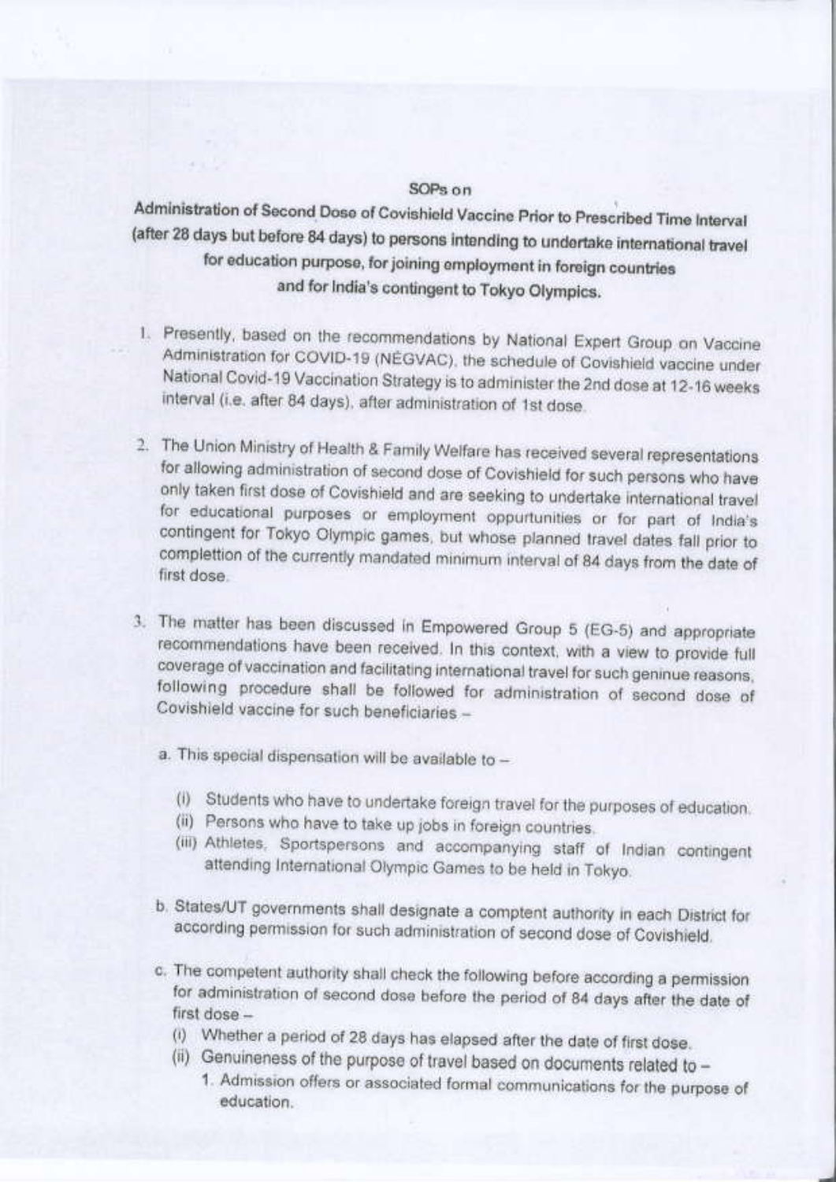## SOPs on

## Administration of Second Dose of Covishield Vaccine Prior to Prescribed Time Interval (after 28 days but before 84 days) to persons intending to undertake international travel for education purpose, for joining employment in foreign countries and for India's contingent to Tokyo Olympics.

1. Presently, based on the recommendations by National Expert Group on Vaccine Administration for COVID-19 (NEGVAC), the schedule of Covishield vaccine under National Covid-19 Vaccination Strategy is to administer the 2nd dose at 12-16 weeks interval (i.e. after 84 days), after administration of 1st dose.

2. The Union Ministry of Health & Family Welfare has received several representations for allowing administration of second dose of Covishield for such persons who have only taken first dose of Covishield and are seeking to undertake international travel for educational purposes or employment oppurtunities or for part of India's contingent for Tokyo Olympic games, but whose planned travel dates fall prior to completion of the currently mandated minimum interval of 84 days from the date of first dose.

3. The matter has been discussed in Empowered Group 5 (EG-5) and appropriate recommendations have been received. In this context, with a view to provide full coverage of vaccination and facilitating international travel for such geninue reasons, following procedure shall be followed for administration of second dose of Covishield vaccine for such beneficiaries –

   a. This special dispensation will be available to –

      (i) Students who have to undertake foreign travel for the purposes of education.
      (ii) Persons who have to take up jobs in foreign countries.
      (iii) Athletes, Sportspersons and accompanying staff of Indian contingent attending International Olympic Games to be held in Tokyo.

   b. States/UT governments shall designate a comptent authority in each District for according permission for such administration of second dose of Covishield.

   c. The competent authority shall check the following before according a permission for administration of second dose before the period of 84 days after the date of first dose –
      (i) Whether a period of 28 days has elapsed after the date of first dose.
      (ii) Genuineness of the purpose of travel based on documents related to –
         1. Admission offers or associated formal communications for the purpose of education.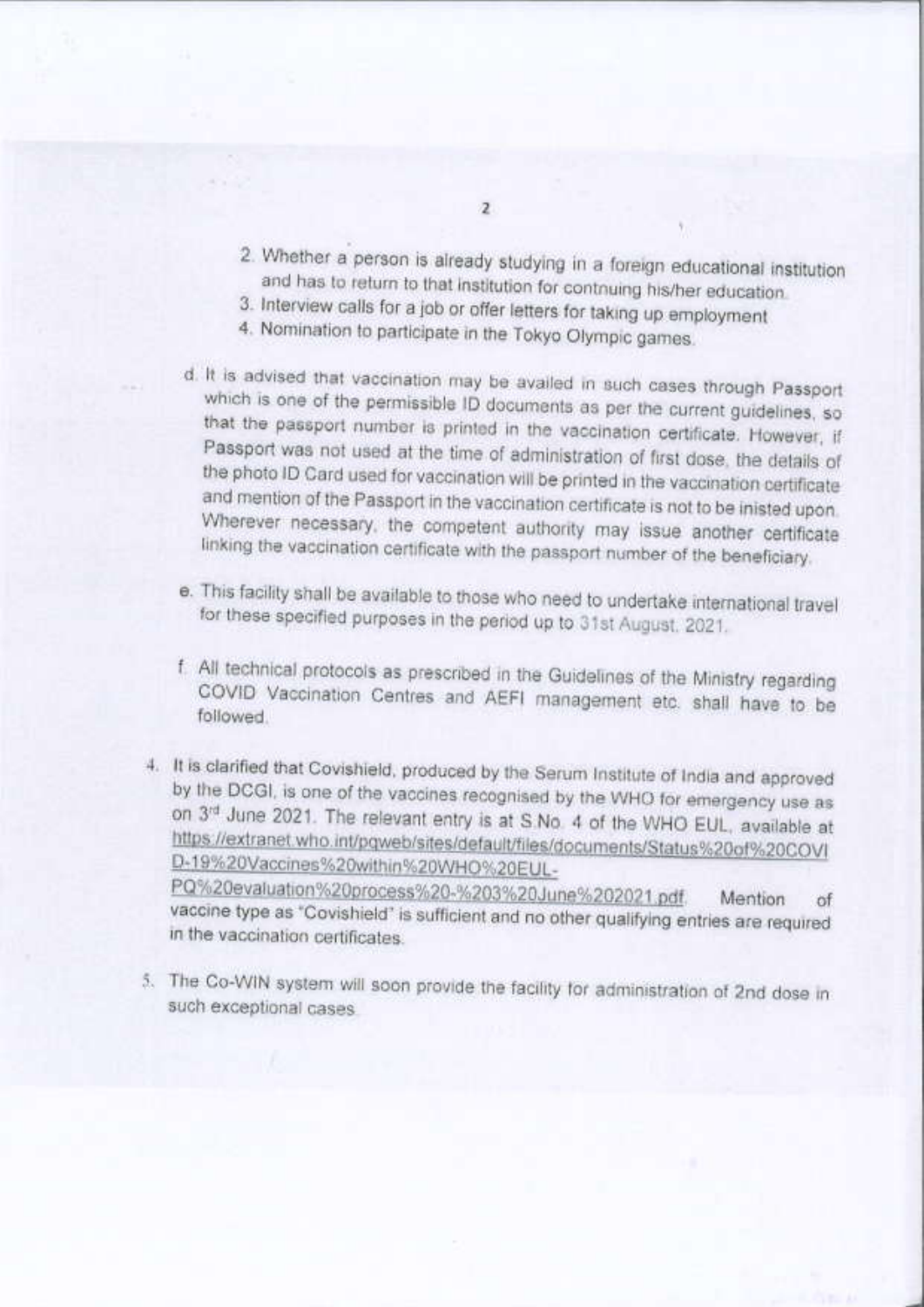2. Whether a person is already studying in a foreign educational institution and has to return to that institution for contnuing his/her education.
3. Interview calls for a job or offer letters for taking up employment
4. Nomination to participate in the Tokyo Olympic games.

d. It is advised that vaccination may be availed in such cases through Passport which is one of the permissible ID documents as per the current guidelines, so that the passport number is printed in the vaccination certificate. However, if Passport was not used at the time of administration of first dose, the details of the photo ID Card used for vaccination will be printed in the vaccination certificate and mention of the Passport in the vaccination certificate is not to be inisted upon. Wherever necessary, the competent authority may issue another certificate linking the vaccination certificate with the passport number of the beneficiary.

e. This facility shall be available to those who need to undertake international travel for these specified purposes in the period up to 31st August, 2021.

f. All technical protocols as prescribed in the Guidelines of the Ministry regarding COVID Vaccination Centres and AEFI management etc. shall have to be followed.

4. It is clarified that Covishield, produced by the Serum Institute of India and approved by the DCGI, is one of the vaccines recognised by the WHO for emergency use as on 3rd June 2021. The relevant entry is at S.No. 4 of the WHO EUL, available at https://extranet.who.int/pqweb/sites/default/files/documents/Status%20of%20COVID-19%20Vaccines%20within%20WHO%20EUL-PQ%20evaluation%20process%20-%203%20June%202021.pdf. Mention of vaccine type as "Covishield" is sufficient and no other qualifying entries are required in the vaccination certificates.

5. The Co-WIN system will soon provide the facility for administration of 2nd dose in such exceptional cases.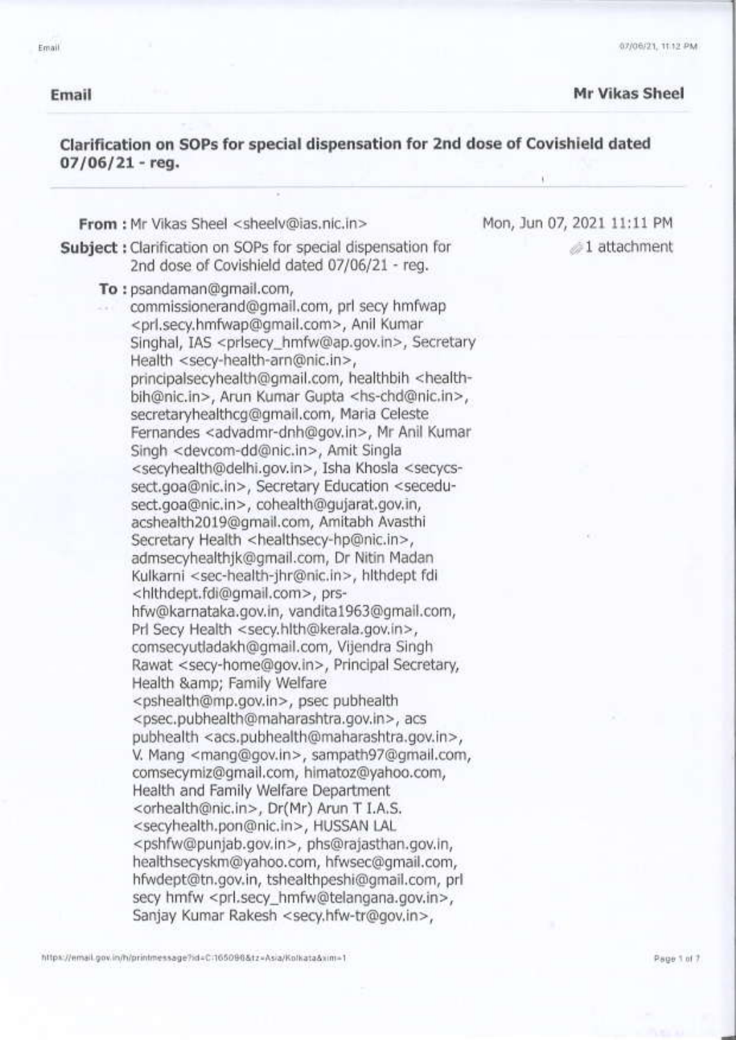**Email** **Mr Vikas Sheel**

## Clarification on SOPs for special dispensation for 2nd dose of Covishield dated 07/06/21 - reg.

**From :** Mr Vikas Sheel <sheelv@ias.nic.in> — Mon, Jun 07, 2021 11:11 PM

**Subject :** Clarification on SOPs for special dispensation for 2nd dose of Covishield dated 07/06/21 - reg. — 1 attachment

**To :** psandaman@gmail.com, commissionerand@gmail.com, prl secy hmfwap <prl.secy.hmfwap@gmail.com>, Anil Kumar Singhal, IAS <prlsecy_hmfw@ap.gov.in>, Secretary Health <secy-health-arn@nic.in>, principalsecyhealth@gmail.com, healthbih <health-bih@nic.in>, Arun Kumar Gupta <hs-chd@nic.in>, secretaryhealthcg@gmail.com, Maria Celeste Fernandes <advadmr-dnh@gov.in>, Mr Anil Kumar Singh <devcom-dd@nic.in>, Amit Singla <secyhealth@delhi.gov.in>, Isha Khosla <secycs-sect.goa@nic.in>, Secretary Education <secedu-sect.goa@nic.in>, cohealth@gujarat.gov.in, acshealth2019@gmail.com, Amitabh Avasthi Secretary Health <healthsecy-hp@nic.in>, admsecyhealthjk@gmail.com, Dr Nitin Madan Kulkarni <sec-health-jhr@nic.in>, hlthdept fdi <hlthdept.fdi@gmail.com>, prs-hfw@karnataka.gov.in, vandita1963@gmail.com, Prl Secy Health <secy.hlth@kerala.gov.in>, comsecyutladakh@gmail.com, Vijendra Singh Rawat <secy-home@gov.in>, Principal Secretary, Health &amp; Family Welfare <pshealth@mp.gov.in>, psec pubhealth <psec.pubhealth@maharashtra.gov.in>, acs pubhealth <acs.pubhealth@maharashtra.gov.in>, V. Mang <mang@gov.in>, sampath97@gmail.com, comsecymiz@gmail.com, himatoz@yahoo.com, Health and Family Welfare Department <orhealth@nic.in>, Dr(Mr) Arun T I.A.S. <secyhealth.pon@nic.in>, HUSSAN LAL <pshfw@punjab.gov.in>, phs@rajasthan.gov.in, healthsecyskm@yahoo.com, hfwsec@gmail.com, hfwdept@tn.gov.in, tshealthpeshi@gmail.com, prl secy hmfw <prl.secy_hmfw@telangana.gov.in>, Sanjay Kumar Rakesh <secy.hfw-tr@gov.in>,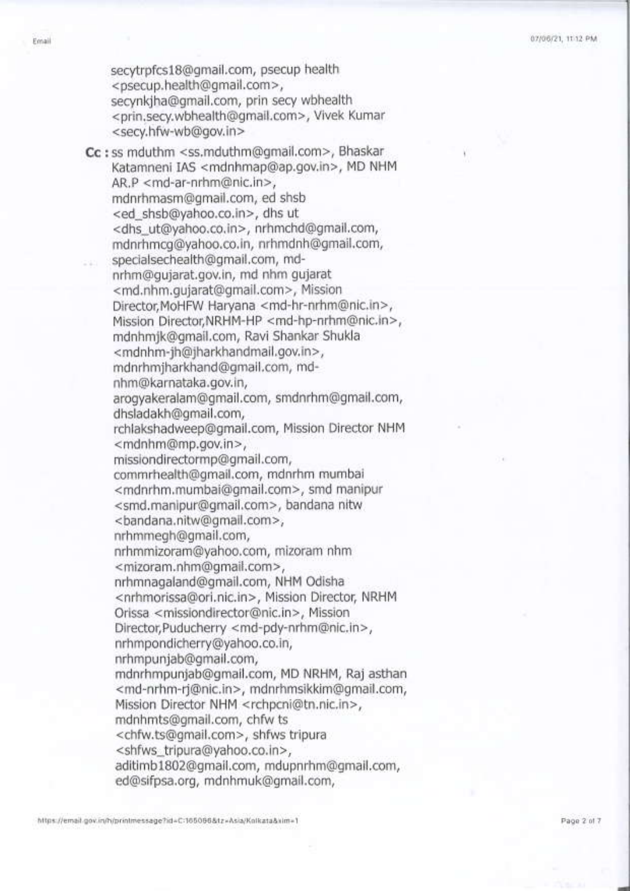secytrpfcs18@gmail.com, psecup health <psecup.health@gmail.com>, secynkjha@gmail.com, prin secy wbhealth <prin.secy.wbhealth@gmail.com>, Vivek Kumar <secy.hfw-wb@gov.in>

**Cc :** ss mduthm <ss.mduthm@gmail.com>, Bhaskar Katamneni IAS <mdnhmap@ap.gov.in>, MD NHM AR.P <md-ar-nrhm@nic.in>, mdnrhmasm@gmail.com, ed shsb <ed_shsb@yahoo.co.in>, dhs ut <dhs_ut@yahoo.co.in>, nrhmchd@gmail.com, mdnrhmcg@yahoo.co.in, nrhmdnh@gmail.com, specialsechealth@gmail.com, md-nrhm@gujarat.gov.in, md nhm gujarat <md.nhm.gujarat@gmail.com>, Mission Director,MoHFW Haryana <md-hr-nrhm@nic.in>, Mission Director,NRHM-HP <md-hp-nrhm@nic.in>, mdnhmjk@gmail.com, Ravi Shankar Shukla <mdnhm-jh@jharkhandmail.gov.in>, mdnrhmjharkhand@gmail.com, md-nhm@karnataka.gov.in, arogyakeralam@gmail.com, smdnrhm@gmail.com, dhsladakh@gmail.com, rchlakshadweep@gmail.com, Mission Director NHM <mdnhm@mp.gov.in>, missiondirectormp@gmail.com, commrhealth@gmail.com, mdnrhm mumbai <mdnrhm.mumbai@gmail.com>, smd manipur <smd.manipur@gmail.com>, bandana nitw <bandana.nitw@gmail.com>, nrhmmegh@gmail.com, nrhmmizoram@yahoo.com, mizoram nhm <mizoram.nhm@gmail.com>, nrhmnagaland@gmail.com, NHM Odisha <nrhmorissa@ori.nic.in>, Mission Director, NRHM Orissa <missiondirector@nic.in>, Mission Director,Puducherry <md-pdy-nrhm@nic.in>, nrhmpondicherry@yahoo.co.in, nrhmpunjab@gmail.com, mdnrhmpunjab@gmail.com, MD NRHM, Raj asthan <md-nrhm-rj@nic.in>, mdnrhmsikkim@gmail.com, Mission Director NHM <rchpcni@tn.nic.in>, mdnhmts@gmail.com, chfw ts <chfw.ts@gmail.com>, shfws tripura <shfws_tripura@yahoo.co.in>, aditimb1802@gmail.com, mdupnrhm@gmail.com, ed@sifpsa.org, mdnhmuk@gmail.com,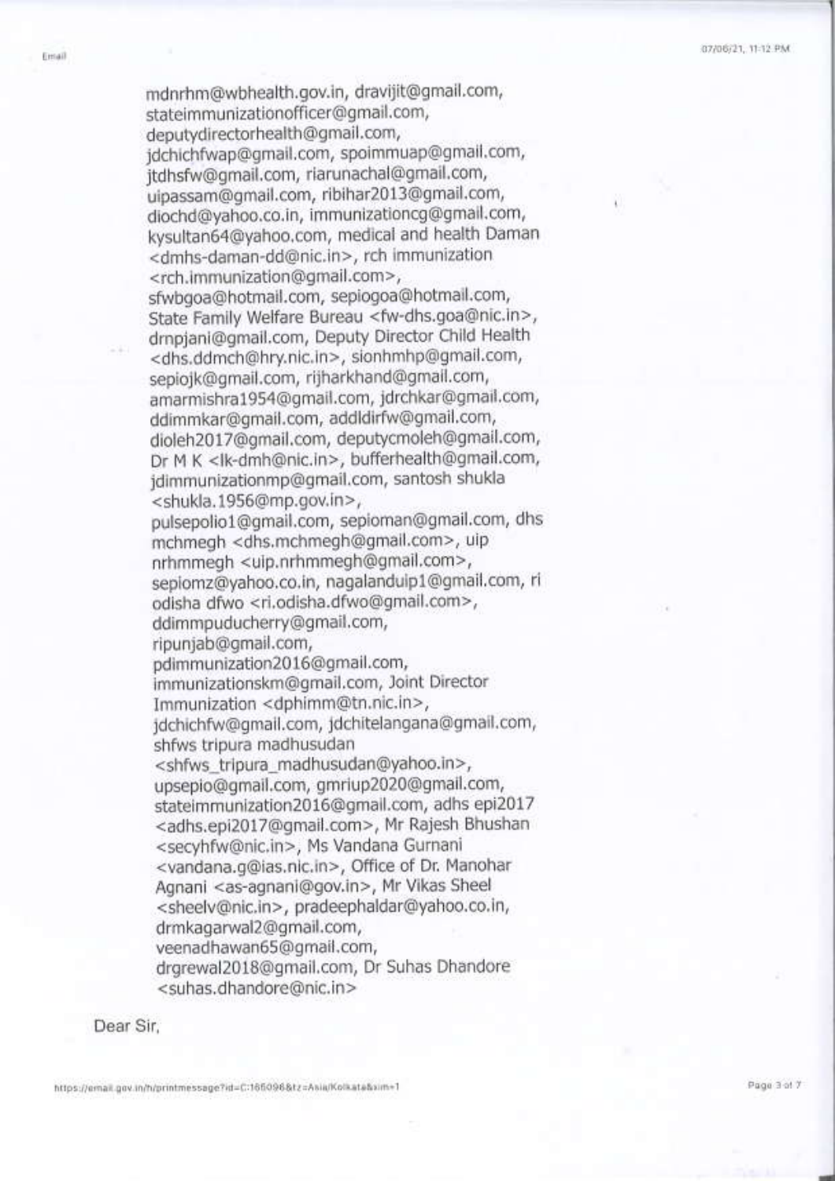mdnrhm@wbhealth.gov.in, dravijit@gmail.com, stateimmunizationofficer@gmail.com, deputydirectorhealth@gmail.com, jdchichfwap@gmail.com, spoimmuap@gmail.com, jtdhsfw@gmail.com, riarunachal@gmail.com, uipassam@gmail.com, ribihar2013@gmail.com, diochd@yahoo.co.in, immunizationcg@gmail.com, kysultan64@yahoo.com, medical and health Daman <dmhs-daman-dd@nic.in>, rch immunization <rch.immunization@gmail.com>, sfwbgoa@hotmail.com, sepiogoa@hotmail.com, State Family Welfare Bureau <fw-dhs.goa@nic.in>, drnpjani@gmail.com, Deputy Director Child Health <dhs.ddmch@hry.nic.in>, sionhmhp@gmail.com, sepiojk@gmail.com, rijharkhand@gmail.com, amarmishra1954@gmail.com, jdrchkar@gmail.com, ddimmkar@gmail.com, addldirfw@gmail.com, dioleh2017@gmail.com, deputycmoleh@gmail.com, Dr M K <lk-dmh@nic.in>, bufferhealth@gmail.com, jdimmunizationmp@gmail.com, santosh shukla <shukla.1956@mp.gov.in>, pulsepolio1@gmail.com, sepioman@gmail.com, dhs mchmegh <dhs.mchmegh@gmail.com>, uip nrhmmegh <uip.nrhmmegh@gmail.com>, sepiomz@yahoo.co.in, nagalanduip1@gmail.com, ri odisha dfwo <ri.odisha.dfwo@gmail.com>, ddimmpuducherry@gmail.com, ripunjab@gmail.com, pdimmunization2016@gmail.com, immunizationskm@gmail.com, Joint Director Immunization <dphimm@tn.nic.in>, jdchichfw@gmail.com, jdchitelangana@gmail.com, shfws tripura madhusudan <shfws_tripura_madhusudan@yahoo.in>, upsepio@gmail.com, gmriup2020@gmail.com, stateimmunization2016@gmail.com, adhs epi2017 <adhs.epi2017@gmail.com>, Mr Rajesh Bhushan <secyhfw@nic.in>, Ms Vandana Gurnani <vandana.g@ias.nic.in>, Office of Dr. Manohar Agnani <as-agnani@gov.in>, Mr Vikas Sheel <sheelv@nic.in>, pradeephaldar@yahoo.co.in, drmkagarwal2@gmail.com, veenadhawan65@gmail.com, drgrewal2018@gmail.com, Dr Suhas Dhandore <suhas.dhandore@nic.in>

Dear Sir,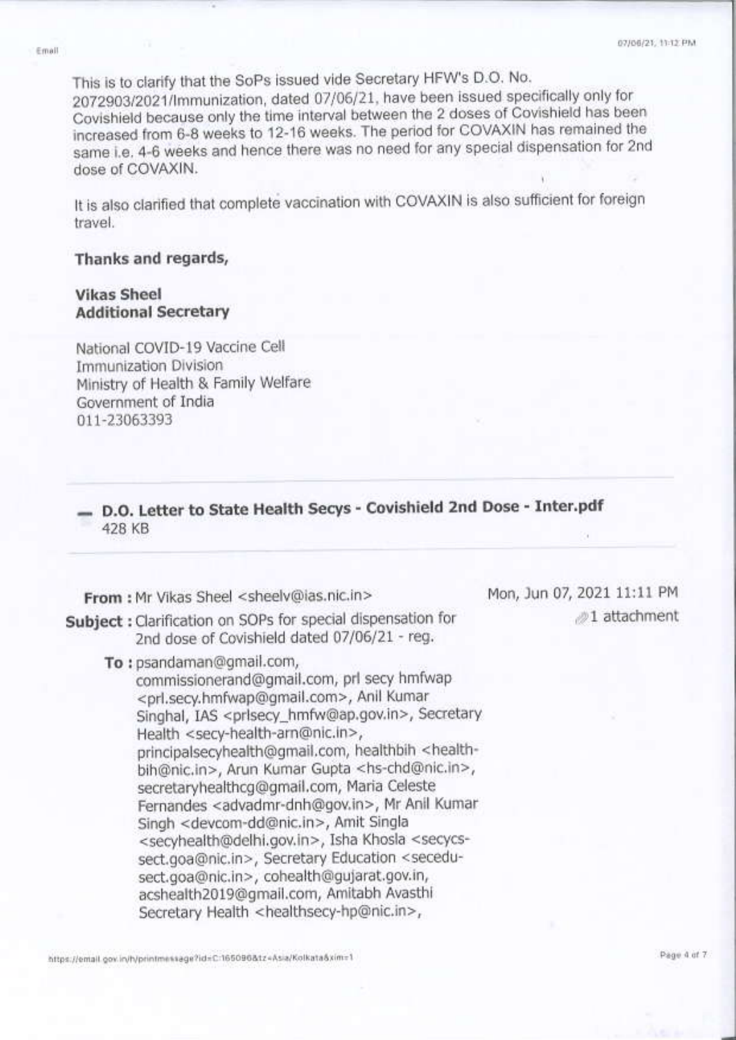This is to clarify that the SoPs issued vide Secretary HFW's D.O. No. 2072903/2021/Immunization, dated 07/06/21, have been issued specifically only for Covishield because only the time interval between the 2 doses of Covishield has been increased from 6-8 weeks to 12-16 weeks. The period for COVAXIN has remained the same i.e. 4-6 weeks and hence there was no need for any special dispensation for 2nd dose of COVAXIN.

It is also clarified that complete vaccination with COVAXIN is also sufficient for foreign travel.

**Thanks and regards,**

**Vikas Sheel**
**Additional Secretary**

National COVID-19 Vaccine Cell
Immunization Division
Ministry of Health & Family Welfare
Government of India
011-23063393

---

**D.O. Letter to State Health Secys - Covishield 2nd Dose - Inter.pdf**
428 KB

---

**From :** Mr Vikas Sheel <sheelv@ias.nic.in>

Mon, Jun 07, 2021 11:11 PM

1 attachment

**Subject :** Clarification on SOPs for special dispensation for 2nd dose of Covishield dated 07/06/21 - reg.

**To :** psandaman@gmail.com, commissionerand@gmail.com, prl secy hmfwap <prl.secy.hmfwap@gmail.com>, Anil Kumar Singhal, IAS <prlsecy_hmfw@ap.gov.in>, Secretary Health <secy-health-arn@nic.in>, principalsecyhealth@gmail.com, healthbih <health-bih@nic.in>, Arun Kumar Gupta <hs-chd@nic.in>, secretaryhealthcg@gmail.com, Maria Celeste Fernandes <advadmr-dnh@gov.in>, Mr Anil Kumar Singh <devcom-dd@nic.in>, Amit Singla <secyhealth@delhi.gov.in>, Isha Khosla <secycs-sect.goa@nic.in>, Secretary Education <secedu-sect.goa@nic.in>, cohealth@gujarat.gov.in, acshealth2019@gmail.com, Amitabh Avasthi Secretary Health <healthsecy-hp@nic.in>,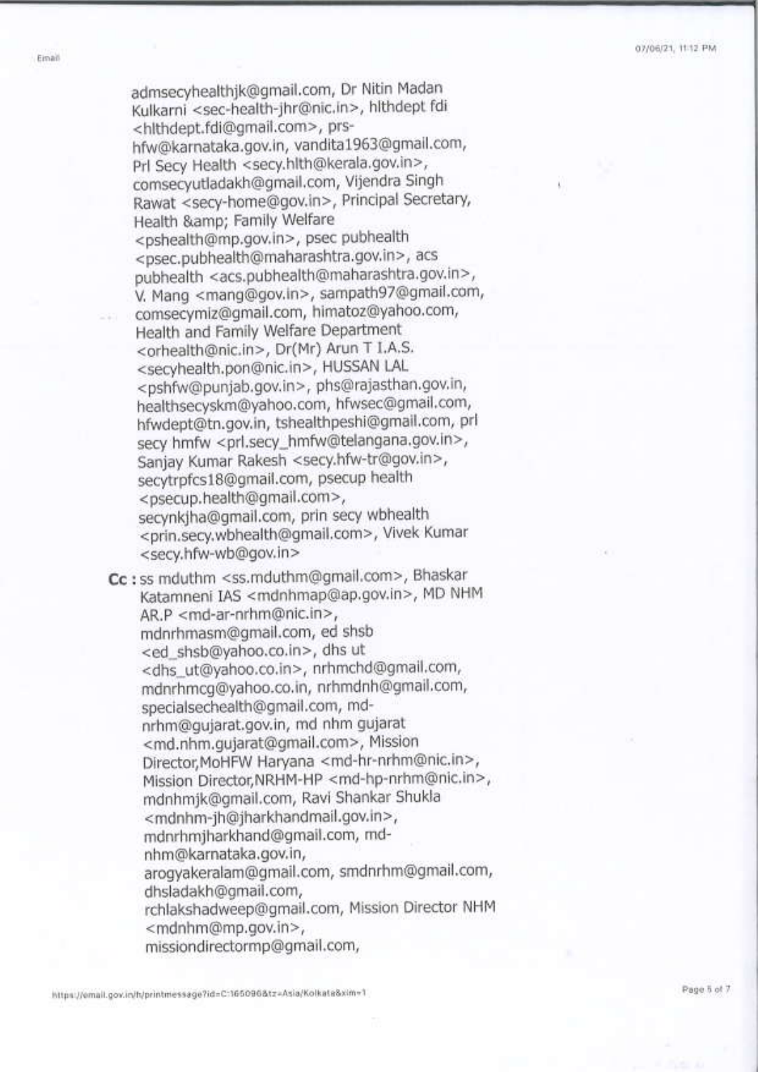admsecyhealthjk@gmail.com, Dr Nitin Madan Kulkarni <sec-health-jhr@nic.in>, hlthdept fdi <hlthdept.fdi@gmail.com>, prs-hfw@karnataka.gov.in, vandita1963@gmail.com, Prl Secy Health <secy.hlth@kerala.gov.in>, comsecyutladakh@gmail.com, Vijendra Singh Rawat <secy-home@gov.in>, Principal Secretary, Health &amp; Family Welfare <pshealth@mp.gov.in>, psec pubhealth <psec.pubhealth@maharashtra.gov.in>, acs pubhealth <acs.pubhealth@maharashtra.gov.in>, V. Mang <mang@gov.in>, sampath97@gmail.com, comsecymiz@gmail.com, himatoz@yahoo.com, Health and Family Welfare Department <orhealth@nic.in>, Dr(Mr) Arun T I.A.S. <secyhealth.pon@nic.in>, HUSSAN LAL <pshfw@punjab.gov.in>, phs@rajasthan.gov.in, healthsecyskm@yahoo.com, hfwsec@gmail.com, hfwdept@tn.gov.in, tshealthpeshi@gmail.com, prl secy hmfw <prl.secy_hmfw@telangana.gov.in>, Sanjay Kumar Rakesh <secy.hfw-tr@gov.in>, secytrpfcs18@gmail.com, psecup health <psecup.health@gmail.com>, secynkjha@gmail.com, prin secy wbhealth <prin.secy.wbhealth@gmail.com>, Vivek Kumar <secy.hfw-wb@gov.in>

**Cc :** ss mduthm <ss.mduthm@gmail.com>, Bhaskar Katamneni IAS <mdnhmap@ap.gov.in>, MD NHM AR.P <md-ar-nrhm@nic.in>, mdnrhmasm@gmail.com, ed shsb <ed_shsb@yahoo.co.in>, dhs ut <dhs_ut@yahoo.co.in>, nrhmchd@gmail.com, mdnrhmcg@yahoo.co.in, nrhmdnh@gmail.com, specialsechealth@gmail.com, md-nrhm@gujarat.gov.in, md nhm gujarat <md.nhm.gujarat@gmail.com>, Mission Director,MoHFW Haryana <md-hr-nrhm@nic.in>, Mission Director,NRHM-HP <md-hp-nrhm@nic.in>, mdnhmjk@gmail.com, Ravi Shankar Shukla <mdnhm-jh@jharkhandmail.gov.in>, mdnrhmjharkhand@gmail.com, md-nhm@karnataka.gov.in, arogyakeralam@gmail.com, smdnrhm@gmail.com, dhsladakh@gmail.com, rchlakshadweep@gmail.com, Mission Director NHM <mdnhm@mp.gov.in>, missiondirectormp@gmail.com,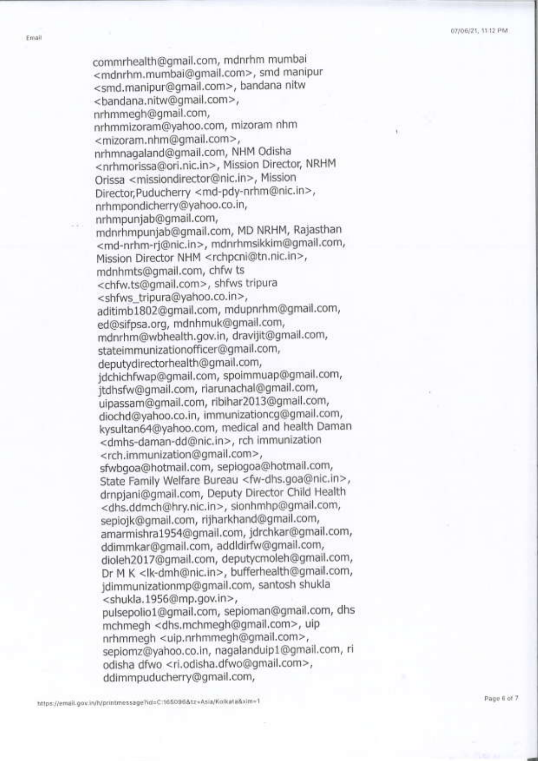commrhealth@gmail.com, mdnrhm mumbai <mdnrhm.mumbai@gmail.com>, smd manipur <smd.manipur@gmail.com>, bandana nitw <bandana.nitw@gmail.com>, nrhmmegh@gmail.com, nrhmmizoram@yahoo.com, mizoram nhm <mizoram.nhm@gmail.com>, nrhmnagaland@gmail.com, NHM Odisha <nrhmorissa@ori.nic.in>, Mission Director, NRHM Orissa <missiondirector@nic.in>, Mission Director,Puducherry <md-pdy-nrhm@nic.in>, nrhmpondicherry@yahoo.co.in, nrhmpunjab@gmail.com, mdnrhmpunjab@gmail.com, MD NRHM, Rajasthan <md-nrhm-rj@nic.in>, mdnrhmsikkim@gmail.com, Mission Director NHM <rchpcni@tn.nic.in>, mdnhmts@gmail.com, chfw ts <chfw.ts@gmail.com>, shfws tripura <shfws_tripura@yahoo.co.in>, aditimb1802@gmail.com, mdupnrhm@gmail.com, ed@sifpsa.org, mdnhmuk@gmail.com, mdnrhm@wbhealth.gov.in, dravijit@gmail.com, stateimmunizationofficer@gmail.com, deputydirectorhealth@gmail.com, jdchichfwap@gmail.com, spoimmuap@gmail.com, jtdhsfw@gmail.com, riarunachal@gmail.com, uipassam@gmail.com, ribihar2013@gmail.com, diochd@yahoo.co.in, immunizationcg@gmail.com, kysultan64@yahoo.com, medical and health Daman <dmhs-daman-dd@nic.in>, rch immunization <rch.immunization@gmail.com>, sfwbgoa@hotmail.com, sepiogoa@hotmail.com, State Family Welfare Bureau <fw-dhs.goa@nic.in>, drnpjani@gmail.com, Deputy Director Child Health <dhs.ddmch@hry.nic.in>, sionhmhp@gmail.com, sepiojk@gmail.com, rijharkhand@gmail.com, amarmishra1954@gmail.com, jdrchkar@gmail.com, ddimmkar@gmail.com, addldirfw@gmail.com, dioleh2017@gmail.com, deputycmoleh@gmail.com, Dr M K <lk-dmh@nic.in>, bufferhealth@gmail.com, jdimmunizationmp@gmail.com, santosh shukla <shukla.1956@mp.gov.in>, pulsepolio1@gmail.com, sepioman@gmail.com, dhs mchmegh <dhs.mchmegh@gmail.com>, uip nrhmmegh <uip.nrhmmegh@gmail.com>, sepiomz@yahoo.co.in, nagalanduip1@gmail.com, ri odisha dfwo <ri.odisha.dfwo@gmail.com>, ddimmpuducherry@gmail.com,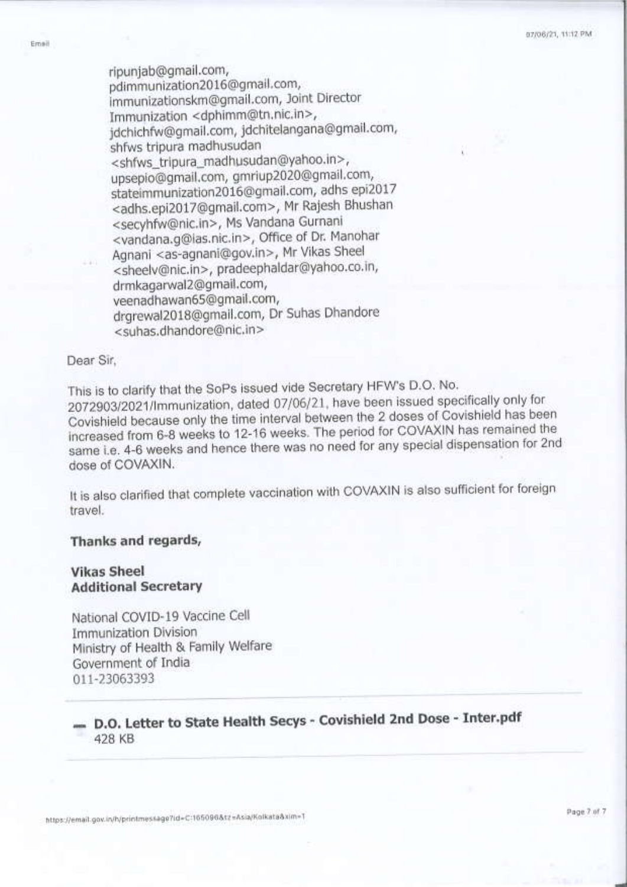ripunjab@gmail.com,
pdimmunization2016@gmail.com,
immunizationskm@gmail.com, Joint Director
Immunization <dphimm@tn.nic.in>,
jdchichfw@gmail.com, jdchitelangana@gmail.com,
shfws tripura madhusudan
<shfws_tripura_madhusudan@yahoo.in>,
upsepio@gmail.com, gmriup2020@gmail.com,
stateimmunization2016@gmail.com, adhs epi2017
<adhs.epi2017@gmail.com>, Mr Rajesh Bhushan
<secyhfw@nic.in>, Ms Vandana Gurnani
<vandana.g@ias.nic.in>, Office of Dr. Manohar
Agnani <as-agnani@gov.in>, Mr Vikas Sheel
<sheelv@nic.in>, pradeephaldar@yahoo.co.in,
drmkagarwal2@gmail.com,
veenadhawan65@gmail.com,
drgrewal2018@gmail.com, Dr Suhas Dhandore
<suhas.dhandore@nic.in>

Dear Sir,

This is to clarify that the SoPs issued vide Secretary HFW's D.O. No. 2072903/2021/Immunization, dated 07/06/21, have been issued specifically only for Covishield because only the time interval between the 2 doses of Covishield has been increased from 6-8 weeks to 12-16 weeks. The period for COVAXIN has remained the same i.e. 4-6 weeks and hence there was no need for any special dispensation for 2nd dose of COVAXIN.

It is also clarified that complete vaccination with COVAXIN is also sufficient for foreign travel.

**Thanks and regards,**

**Vikas Sheel**
**Additional Secretary**

National COVID-19 Vaccine Cell
Immunization Division
Ministry of Health & Family Welfare
Government of India
011-23063393

**D.O. Letter to State Health Secys - Covishield 2nd Dose - Inter.pdf**
428 KB